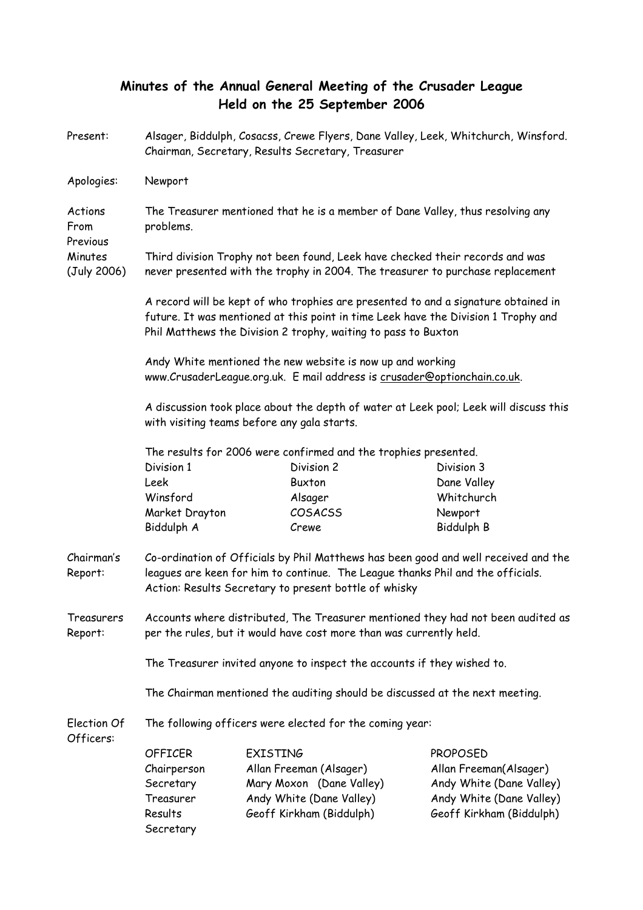# Minutes of the Annual General Meeting of the Crusader League
## Held on the 25 September 2006

**Present:** Alsager, Biddulph, Cosacss, Crewe Flyers, Dane Valley, Leek, Whitchurch, Winsford. Chairman, Secretary, Results Secretary, Treasurer

**Apologies:** Newport

**Actions From Previous Minutes (July 2006)**

The Treasurer mentioned that he is a member of Dane Valley, thus resolving any problems.

Third division Trophy not been found, Leek have checked their records and was never presented with the trophy in 2004. The treasurer to purchase replacement

A record will be kept of who trophies are presented to and a signature obtained in future. It was mentioned at this point in time Leek have the Division 1 Trophy and Phil Matthews the Division 2 trophy, waiting to pass to Buxton

Andy White mentioned the new website is now up and working www.CrusaderLeague.org.uk. E mail address is crusader@optionchain.co.uk.

A discussion took place about the depth of water at Leek pool; Leek will discuss this with visiting teams before any gala starts.

The results for 2006 were confirmed and the trophies presented.

| Division 1 | Division 2 | Division 3 |
|---|---|---|
| Leek | Buxton | Dane Valley |
| Winsford | Alsager | Whitchurch |
| Market Drayton | COSACSS | Newport |
| Biddulph A | Crewe | Biddulph B |

**Chairman's Report:**

Co-ordination of Officials by Phil Matthews has been good and well received and the leagues are keen for him to continue. The League thanks Phil and the officials. Action: Results Secretary to present bottle of whisky

**Treasurers Report:**

Accounts where distributed, The Treasurer mentioned they had not been audited as per the rules, but it would have cost more than was currently held.

The Treasurer invited anyone to inspect the accounts if they wished to.

The Chairman mentioned the auditing should be discussed at the next meeting.

**Election Of Officers:**

The following officers were elected for the coming year:

| OFFICER | EXISTING | PROPOSED |
|---|---|---|
| Chairperson | Allan Freeman (Alsager) | Allan Freeman(Alsager) |
| Secretary | Mary Moxon (Dane Valley) | Andy White (Dane Valley) |
| Treasurer | Andy White (Dane Valley) | Andy White (Dane Valley) |
| Results Secretary | Geoff Kirkham (Biddulph) | Geoff Kirkham (Biddulph) |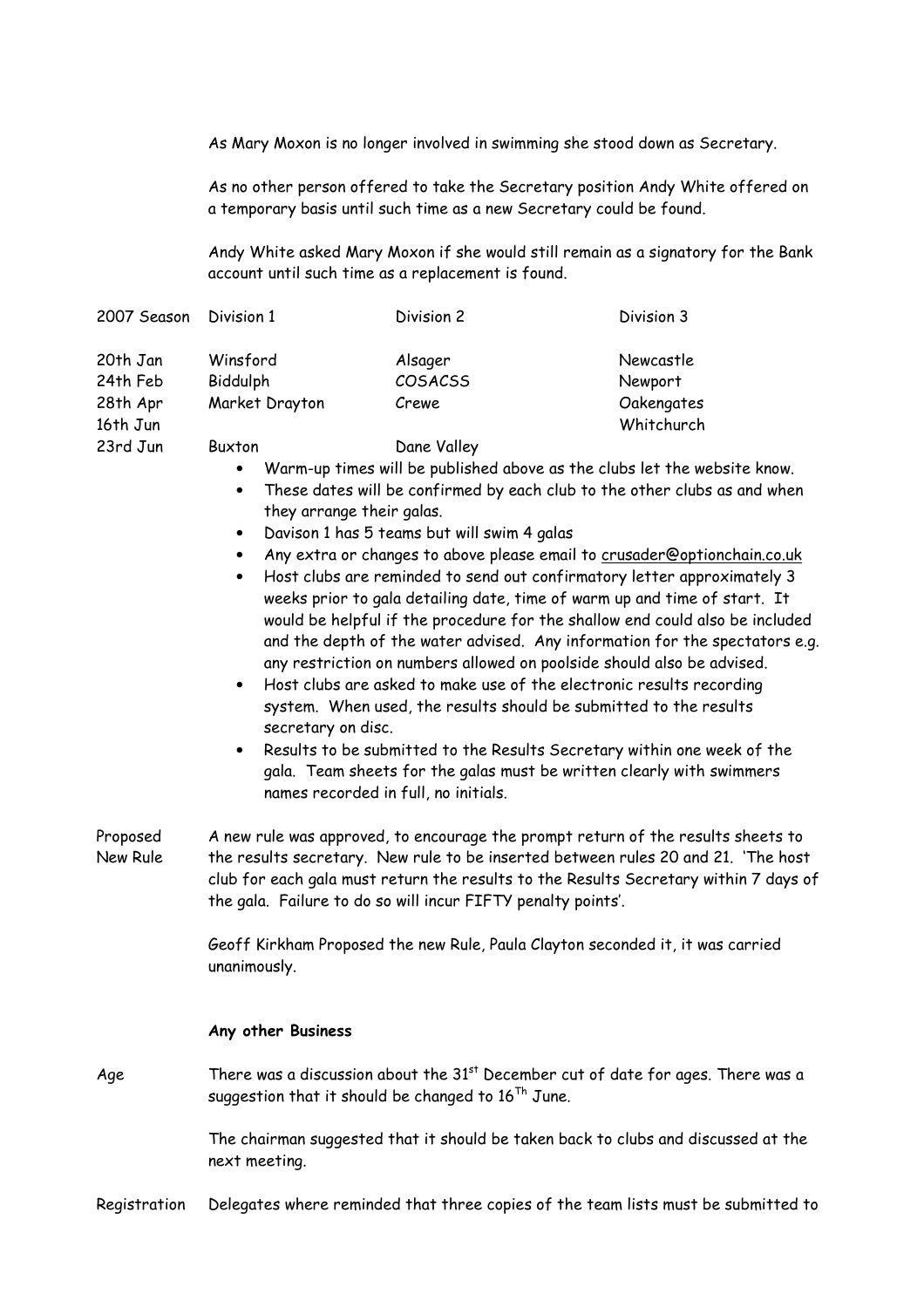As Mary Moxon is no longer involved in swimming she stood down as Secretary.

As no other person offered to take the Secretary position Andy White offered on a temporary basis until such time as a new Secretary could be found.

Andy White asked Mary Moxon if she would still remain as a signatory for the Bank account until such time as a replacement is found.

| 2007 Season | Division 1 | Division 2 | Division 3 |
|---|---|---|---|
| 20th Jan | Winsford | Alsager | Newcastle |
| 24th Feb | Biddulph | COSACSS | Newport |
| 28th Apr | Market Drayton | Crewe | Oakengates |
| 16th Jun | | | Whitchurch |
| 23rd Jun | Buxton | Dane Valley | |

- Warm-up times will be published above as the clubs let the website know.
- These dates will be confirmed by each club to the other clubs as and when they arrange their galas.
- Davison 1 has 5 teams but will swim 4 galas
- Any extra or changes to above please email to crusader@optionchain.co.uk
- Host clubs are reminded to send out confirmatory letter approximately 3 weeks prior to gala detailing date, time of warm up and time of start. It would be helpful if the procedure for the shallow end could also be included and the depth of the water advised. Any information for the spectators e.g. any restriction on numbers allowed on poolside should also be advised.
- Host clubs are asked to make use of the electronic results recording system. When used, the results should be submitted to the results secretary on disc.
- Results to be submitted to the Results Secretary within one week of the gala. Team sheets for the galas must be written clearly with swimmers names recorded in full, no initials.

Proposed New Rule

A new rule was approved, to encourage the prompt return of the results sheets to the results secretary. New rule to be inserted between rules 20 and 21. 'The host club for each gala must return the results to the Results Secretary within 7 days of the gala. Failure to do so will incur FIFTY penalty points'.

Geoff Kirkham Proposed the new Rule, Paula Clayton seconded it, it was carried unanimously.

**Any other Business**

Age

There was a discussion about the 31st December cut of date for ages. There was a suggestion that it should be changed to 16Th June.

The chairman suggested that it should be taken back to clubs and discussed at the next meeting.

Registration

Delegates where reminded that three copies of the team lists must be submitted to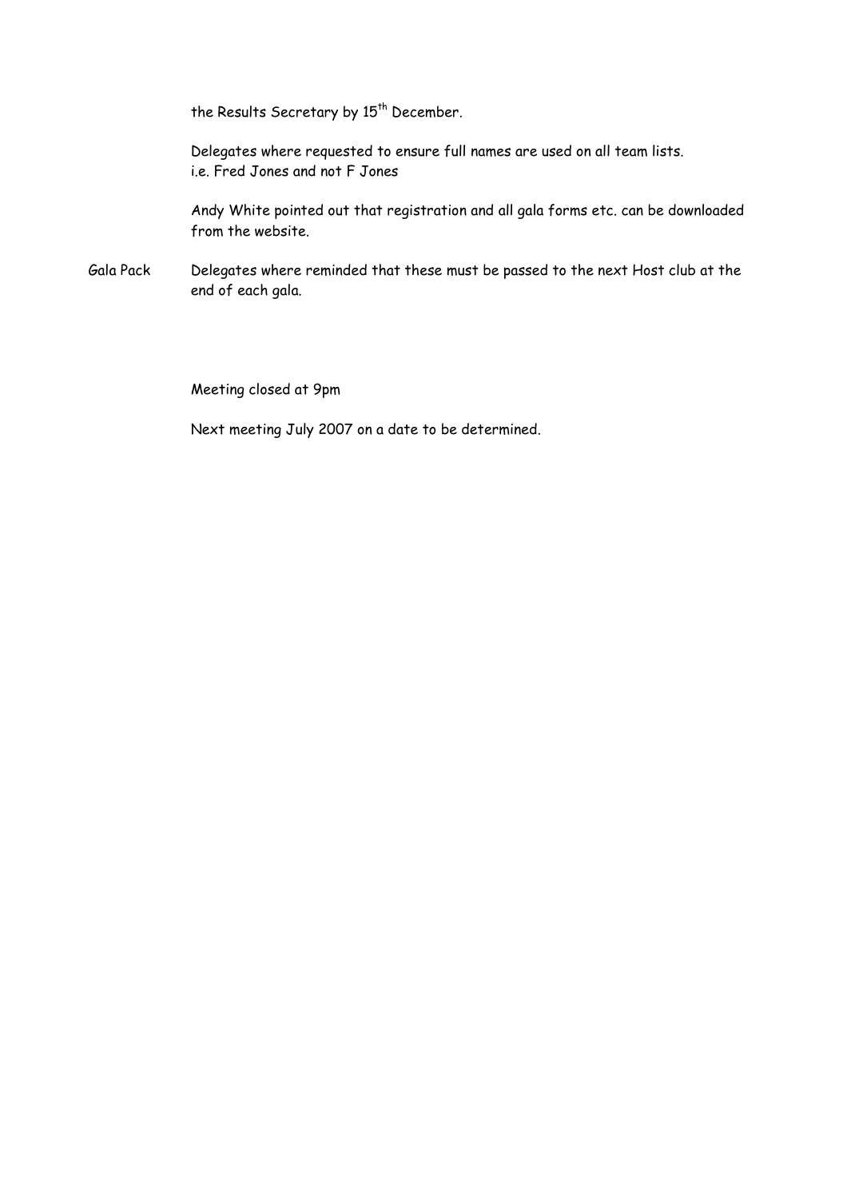the Results Secretary by 15th December.

Delegates where requested to ensure full names are used on all team lists.
i.e. Fred Jones and not F Jones

Andy White pointed out that registration and all gala forms etc. can be downloaded from the website.

Gala Pack Delegates where reminded that these must be passed to the next Host club at the end of each gala.

Meeting closed at 9pm

Next meeting July 2007 on a date to be determined.